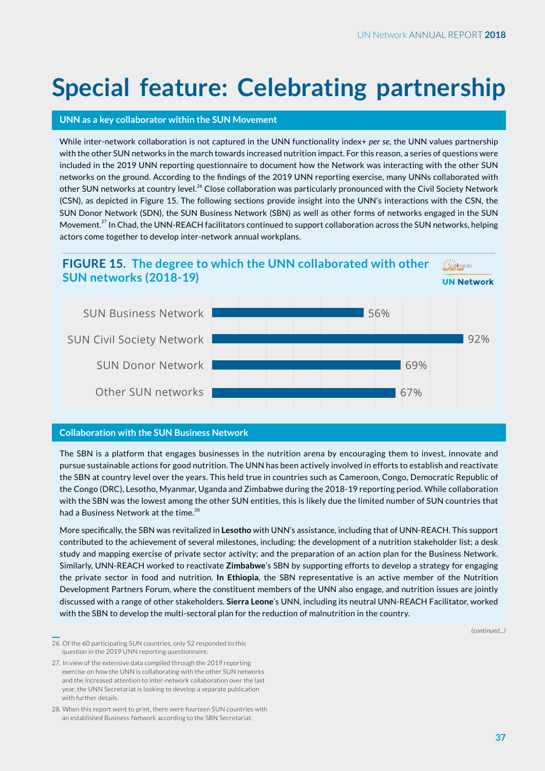# Special feature: Celebrating partnership

## UNN as a key collaborator within the SUN Movement

While inter-network collaboration is not captured in the UNN functionality index+ *per se*, the UNN values partnership with the other SUN networks in the march towards increased nutrition impact. For this reason, a series of questions were included in the 2019 UNN reporting questionnaire to document how the Network was interacting with the other SUN networks on the ground. According to the findings of the 2019 UNN reporting exercise, many UNNs collaborated with other SUN networks at country level.[26] Close collaboration was particularly pronounced with the Civil Society Network (CSN), as depicted in Figure 15. The following sections provide insight into the UNN's interactions with the CSN, the SUN Donor Network (SDN), the SUN Business Network (SBN) as well as other forms of networks engaged in the SUN Movement.[27] In Chad, the UNN-REACH facilitators continued to support collaboration across the SUN networks, helping actors come together to develop inter-network annual workplans.

**FIGURE 15. The degree to which the UNN collaborated with other SUN networks (2018-19)**

| Network | Degree of collaboration |
| --- | --- |
| SUN Business Network | 56% |
| SUN Civil Society Network | 92% |
| SUN Donor Network | 69% |
| Other SUN networks | 67% |

## Collaboration with the SUN Business Network

The SBN is a platform that engages businesses in the nutrition arena by encouraging them to invest, innovate and pursue sustainable actions for good nutrition. The UNN has been actively involved in efforts to establish and reactivate the SBN at country level over the years. This held true in countries such as Cameroon, Congo, Democratic Republic of the Congo (DRC), Lesotho, Myanmar, Uganda and Zimbabwe during the 2018-19 reporting period. While collaboration with the SBN was the lowest among the other SUN entities, this is likely due the limited number of SUN countries that had a Business Network at the time.[28]

More specifically, the SBN was revitalized in **Lesotho** with UNN's assistance, including that of UNN-REACH. This support contributed to the achievement of several milestones, including: the development of a nutrition stakeholder list; a desk study and mapping exercise of private sector activity; and the preparation of an action plan for the Business Network. Similarly, UNN-REACH worked to reactivate **Zimbabwe**'s SBN by supporting efforts to develop a strategy for engaging the private sector in food and nutrition. **In Ethiopia**, the SBN representative is an active member of the Nutrition Development Partners Forum, where the constituent members of the UNN also engage, and nutrition issues are jointly discussed with a range of other stakeholders. **Sierra Leone**'s UNN, including its neutral UNN-REACH Facilitator, worked with the SBN to develop the multi-sectoral plan for the reduction of malnutrition in the country.

*(continued...)*

26. Of the 60 participating SUN countries, only 52 responded to this question in the 2019 UNN reporting questionnaire.
27. In view of the extensive data compiled through the 2019 reporting exercise on how the UNN is collaborating with the other SUN networks and the increased attention to inter-network collaboration over the last year, the UNN Secretariat is looking to develop a separate publication with further details.
28. When this report went to print, there were fourteen SUN countries with an established Business Network according to the SBN Secretariat.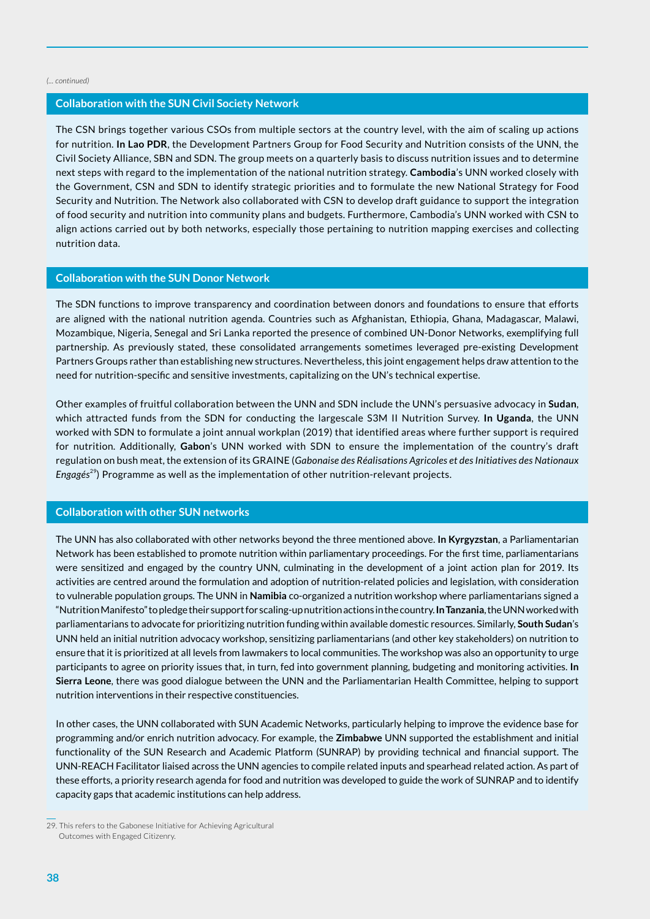*(... continued)*

### Collaboration with the SUN Civil Society Network

The CSN brings together various CSOs from multiple sectors at the country level, with the aim of scaling up actions for nutrition. **In Lao PDR**, the Development Partners Group for Food Security and Nutrition consists of the UNN, the Civil Society Alliance, SBN and SDN. The group meets on a quarterly basis to discuss nutrition issues and to determine next steps with regard to the implementation of the national nutrition strategy. **Cambodia**'s UNN worked closely with the Government, CSN and SDN to identify strategic priorities and to formulate the new National Strategy for Food Security and Nutrition. The Network also collaborated with CSN to develop draft guidance to support the integration of food security and nutrition into community plans and budgets. Furthermore, Cambodia's UNN worked with CSN to align actions carried out by both networks, especially those pertaining to nutrition mapping exercises and collecting nutrition data.

### Collaboration with the SUN Donor Network

The SDN functions to improve transparency and coordination between donors and foundations to ensure that efforts are aligned with the national nutrition agenda. Countries such as Afghanistan, Ethiopia, Ghana, Madagascar, Malawi, Mozambique, Nigeria, Senegal and Sri Lanka reported the presence of combined UN-Donor Networks, exemplifying full partnership. As previously stated, these consolidated arrangements sometimes leveraged pre-existing Development Partners Groups rather than establishing new structures. Nevertheless, this joint engagement helps draw attention to the need for nutrition-specific and sensitive investments, capitalizing on the UN's technical expertise.

Other examples of fruitful collaboration between the UNN and SDN include the UNN's persuasive advocacy in **Sudan**, which attracted funds from the SDN for conducting the largescale S3M II Nutrition Survey. **In Uganda**, the UNN worked with SDN to formulate a joint annual workplan (2019) that identified areas where further support is required for nutrition. Additionally, **Gabon**'s UNN worked with SDN to ensure the implementation of the country's draft regulation on bush meat, the extension of its GRAINE (*Gabonaise des Réalisations Agricoles et des Initiatives des Nationaux Engagés*[29]) Programme as well as the implementation of other nutrition-relevant projects.

### Collaboration with other SUN networks

The UNN has also collaborated with other networks beyond the three mentioned above. **In Kyrgyzstan**, a Parliamentarian Network has been established to promote nutrition within parliamentary proceedings. For the first time, parliamentarians were sensitized and engaged by the country UNN, culminating in the development of a joint action plan for 2019. Its activities are centred around the formulation and adoption of nutrition-related policies and legislation, with consideration to vulnerable population groups. The UNN in **Namibia** co-organized a nutrition workshop where parliamentarians signed a "Nutrition Manifesto" to pledge their support for scaling-up nutrition actions in the country. **In Tanzania**, the UNN worked with parliamentarians to advocate for prioritizing nutrition funding within available domestic resources. Similarly, **South Sudan**'s UNN held an initial nutrition advocacy workshop, sensitizing parliamentarians (and other key stakeholders) on nutrition to ensure that it is prioritized at all levels from lawmakers to local communities. The workshop was also an opportunity to urge participants to agree on priority issues that, in turn, fed into government planning, budgeting and monitoring activities. **In Sierra Leone**, there was good dialogue between the UNN and the Parliamentarian Health Committee, helping to support nutrition interventions in their respective constituencies.

In other cases, the UNN collaborated with SUN Academic Networks, particularly helping to improve the evidence base for programming and/or enrich nutrition advocacy. For example, the **Zimbabwe** UNN supported the establishment and initial functionality of the SUN Research and Academic Platform (SUNRAP) by providing technical and financial support. The UNN-REACH Facilitator liaised across the UNN agencies to compile related inputs and spearhead related action. As part of these efforts, a priority research agenda for food and nutrition was developed to guide the work of SUNRAP and to identify capacity gaps that academic institutions can help address.

---

29. This refers to the Gabonese Initiative for Achieving Agricultural Outcomes with Engaged Citizenry.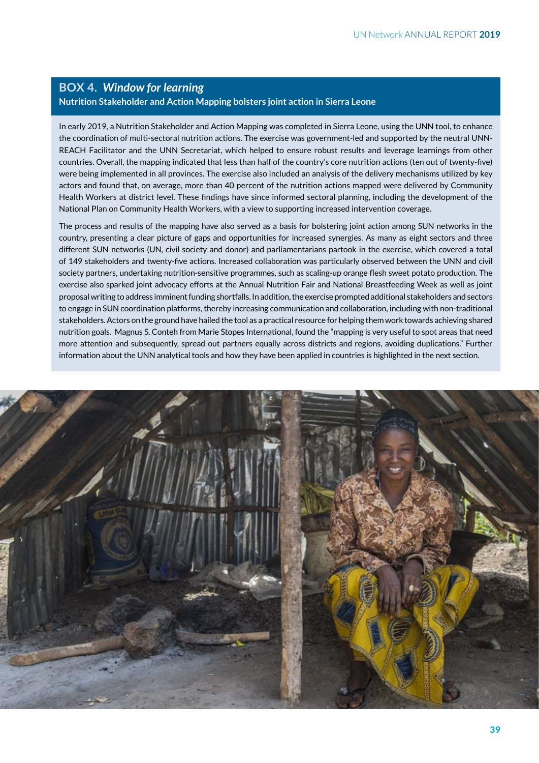## BOX 4. *Window for learning*

**Nutrition Stakeholder and Action Mapping bolsters joint action in Sierra Leone**

In early 2019, a Nutrition Stakeholder and Action Mapping was completed in Sierra Leone, using the UNN tool, to enhance the coordination of multi-sectoral nutrition actions. The exercise was government-led and supported by the neutral UNN-REACH Facilitator and the UNN Secretariat, which helped to ensure robust results and leverage learnings from other countries. Overall, the mapping indicated that less than half of the country's core nutrition actions (ten out of twenty-five) were being implemented in all provinces. The exercise also included an analysis of the delivery mechanisms utilized by key actors and found that, on average, more than 40 percent of the nutrition actions mapped were delivered by Community Health Workers at district level. These findings have since informed sectoral planning, including the development of the National Plan on Community Health Workers, with a view to supporting increased intervention coverage.

The process and results of the mapping have also served as a basis for bolstering joint action among SUN networks in the country, presenting a clear picture of gaps and opportunities for increased synergies. As many as eight sectors and three different SUN networks (UN, civil society and donor) and parliamentarians partook in the exercise, which covered a total of 149 stakeholders and twenty-five actions. Increased collaboration was particularly observed between the UNN and civil society partners, undertaking nutrition-sensitive programmes, such as scaling-up orange flesh sweet potato production. The exercise also sparked joint advocacy efforts at the Annual Nutrition Fair and National Breastfeeding Week as well as joint proposal writing to address imminent funding shortfalls. In addition, the exercise prompted additional stakeholders and sectors to engage in SUN coordination platforms, thereby increasing communication and collaboration, including with non-traditional stakeholders. Actors on the ground have hailed the tool as a practical resource for helping them work towards achieving shared nutrition goals. Magnus S. Conteh from Marie Stopes International, found the "mapping is very useful to spot areas that need more attention and subsequently, spread out partners equally across districts and regions, avoiding duplications." Further information about the UNN analytical tools and how they have been applied in countries is highlighted in the next section.